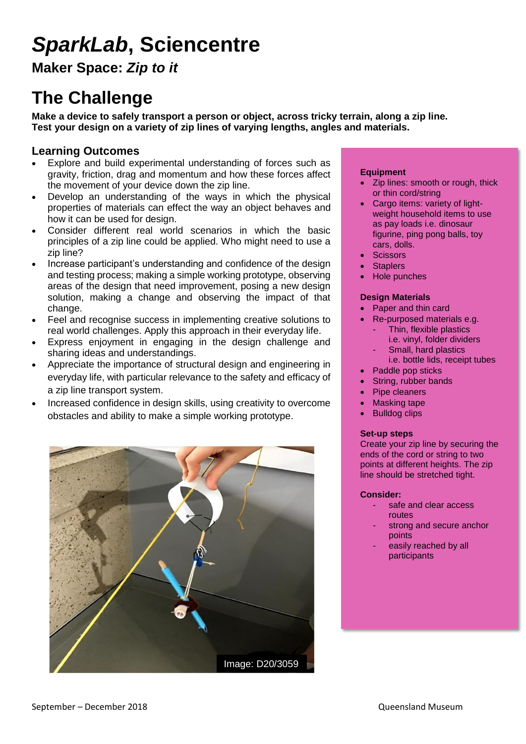# *SparkLab*, Sciencentre

## Maker Space: *Zip to it*

# The Challenge

**Make a device to safely transport a person or object, across tricky terrain, along a zip line. Test your design on a variety of zip lines of varying lengths, angles and materials.**

## Learning Outcomes

- Explore and build experimental understanding of forces such as gravity, friction, drag and momentum and how these forces affect the movement of your device down the zip line.
- Develop an understanding of the ways in which the physical properties of materials can effect the way an object behaves and how it can be used for design.
- Consider different real world scenarios in which the basic principles of a zip line could be applied. Who might need to use a zip line?
- Increase participant's understanding and confidence of the design and testing process; making a simple working prototype, observing areas of the design that need improvement, posing a new design solution, making a change and observing the impact of that change.
- Feel and recognise success in implementing creative solutions to real world challenges. Apply this approach in their everyday life.
- Express enjoyment in engaging in the design challenge and sharing ideas and understandings.
- Appreciate the importance of structural design and engineering in everyday life, with particular relevance to the safety and efficacy of a zip line transport system.
- Increased confidence in design skills, using creativity to overcome obstacles and ability to make a simple working prototype.

Image: D20/3059

**Equipment**

- Zip lines: smooth or rough, thick or thin cord/string
- Cargo items: variety of light-weight household items to use as pay loads i.e. dinosaur figurine, ping pong balls, toy cars, dolls.
- Scissors
- Staplers
- Hole punches

**Design Materials**

- Paper and thin card
- Re-purposed materials e.g.
  - Thin, flexible plastics i.e. vinyl, folder dividers
  - Small, hard plastics i.e. bottle lids, receipt tubes
- Paddle pop sticks
- String, rubber bands
- Pipe cleaners
- Masking tape
- Bulldog clips

**Set-up steps**

Create your zip line by securing the ends of the cord or string to two points at different heights. The zip line should be stretched tight.

**Consider:**

- safe and clear access routes
- strong and secure anchor points
- easily reached by all participants

September – December 2018 Queensland Museum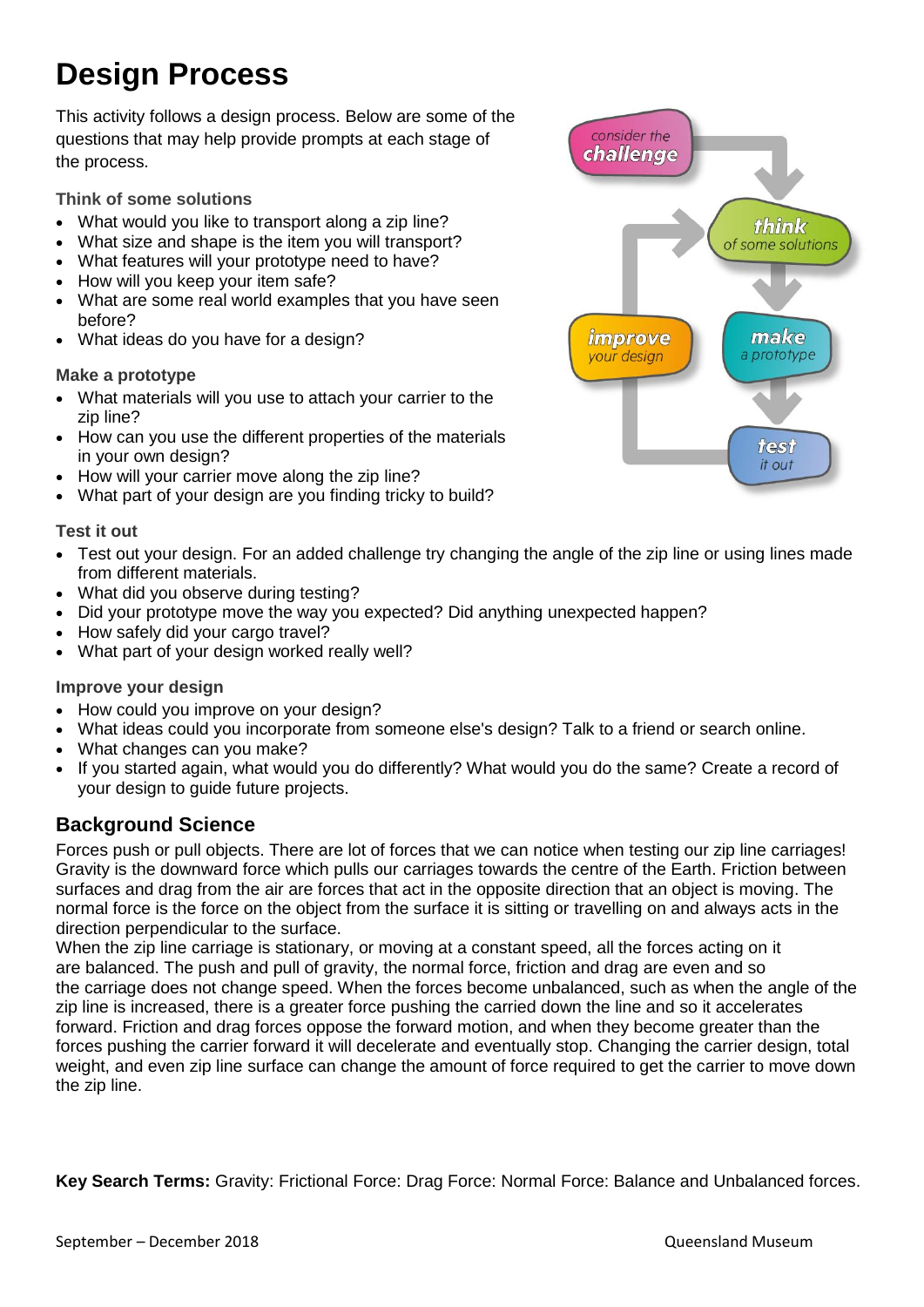# Design Process

This activity follows a design process. Below are some of the questions that may help provide prompts at each stage of the process.

### Think of some solutions

- What would you like to transport along a zip line?
- What size and shape is the item you will transport?
- What features will your prototype need to have?
- How will you keep your item safe?
- What are some real world examples that you have seen before?
- What ideas do you have for a design?

### Make a prototype

- What materials will you use to attach your carrier to the zip line?
- How can you use the different properties of the materials in your own design?
- How will your carrier move along the zip line?
- What part of your design are you finding tricky to build?

### Test it out

- Test out your design. For an added challenge try changing the angle of the zip line or using lines made from different materials.
- What did you observe during testing?
- Did your prototype move the way you expected? Did anything unexpected happen?
- How safely did your cargo travel?
- What part of your design worked really well?

### Improve your design

- How could you improve on your design?
- What ideas could you incorporate from someone else's design? Talk to a friend or search online.
- What changes can you make?
- If you started again, what would you do differently? What would you do the same? Create a record of your design to guide future projects.

## Background Science

Forces push or pull objects. There are lot of forces that we can notice when testing our zip line carriages! Gravity is the downward force which pulls our carriages towards the centre of the Earth. Friction between surfaces and drag from the air are forces that act in the opposite direction that an object is moving. The normal force is the force on the object from the surface it is sitting or travelling on and always acts in the direction perpendicular to the surface.

When the zip line carriage is stationary, or moving at a constant speed, all the forces acting on it are balanced. The push and pull of gravity, the normal force, friction and drag are even and so the carriage does not change speed. When the forces become unbalanced, such as when the angle of the zip line is increased, there is a greater force pushing the carried down the line and so it accelerates forward. Friction and drag forces oppose the forward motion, and when they become greater than the forces pushing the carrier forward it will decelerate and eventually stop. Changing the carrier design, total weight, and even zip line surface can change the amount of force required to get the carrier to move down the zip line.

**Key Search Terms:** Gravity: Frictional Force: Drag Force: Normal Force: Balance and Unbalanced forces.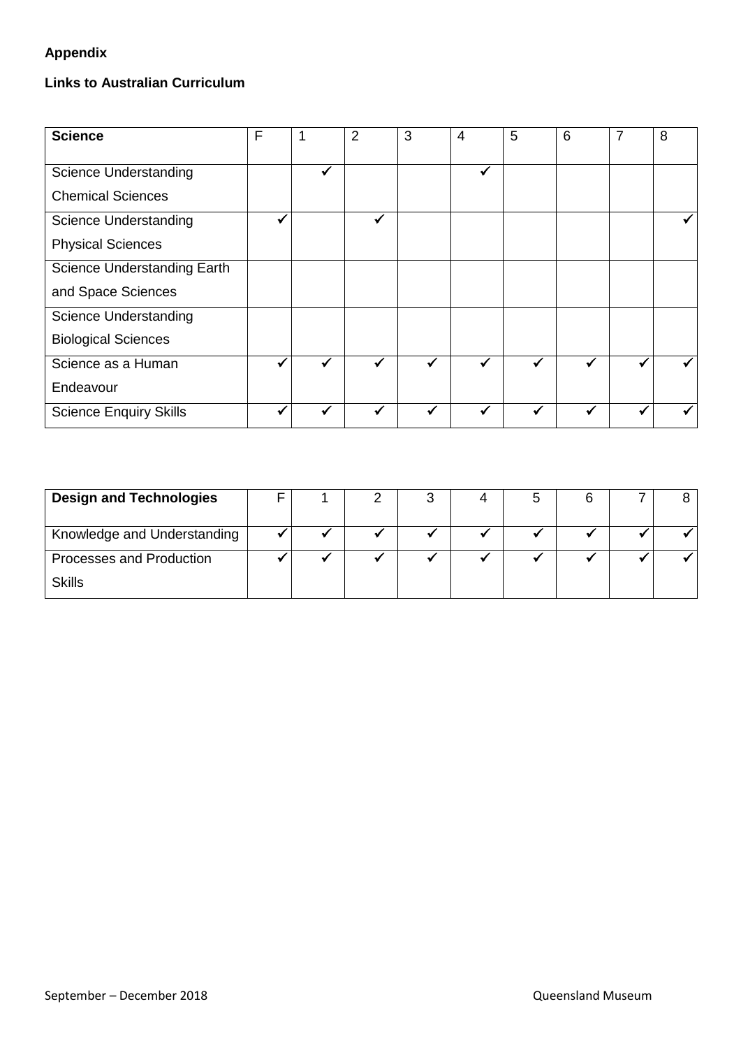**Appendix**

**Links to Australian Curriculum**

| **Science** | F | 1 | 2 | 3 | 4 | 5 | 6 | 7 | 8 |
|---|---|---|---|---|---|---|---|---|---|
| Science Understanding Chemical Sciences | | ✔ | | | ✔ | | | | |
| Science Understanding Physical Sciences | ✔ | | ✔ | | | | | | ✔ |
| Science Understanding Earth and Space Sciences | | | | | | | | | |
| Science Understanding Biological Sciences | | | | | | | | | |
| Science as a Human Endeavour | ✔ | ✔ | ✔ | ✔ | ✔ | ✔ | ✔ | ✔ | ✔ |
| Science Enquiry Skills | ✔ | ✔ | ✔ | ✔ | ✔ | ✔ | ✔ | ✔ | ✔ |

| **Design and Technologies** | F | 1 | 2 | 3 | 4 | 5 | 6 | 7 | 8 |
|---|---|---|---|---|---|---|---|---|---|
| Knowledge and Understanding | ✔ | ✔ | ✔ | ✔ | ✔ | ✔ | ✔ | ✔ | ✔ |
| Processes and Production Skills | ✔ | ✔ | ✔ | ✔ | ✔ | ✔ | ✔ | ✔ | ✔ |